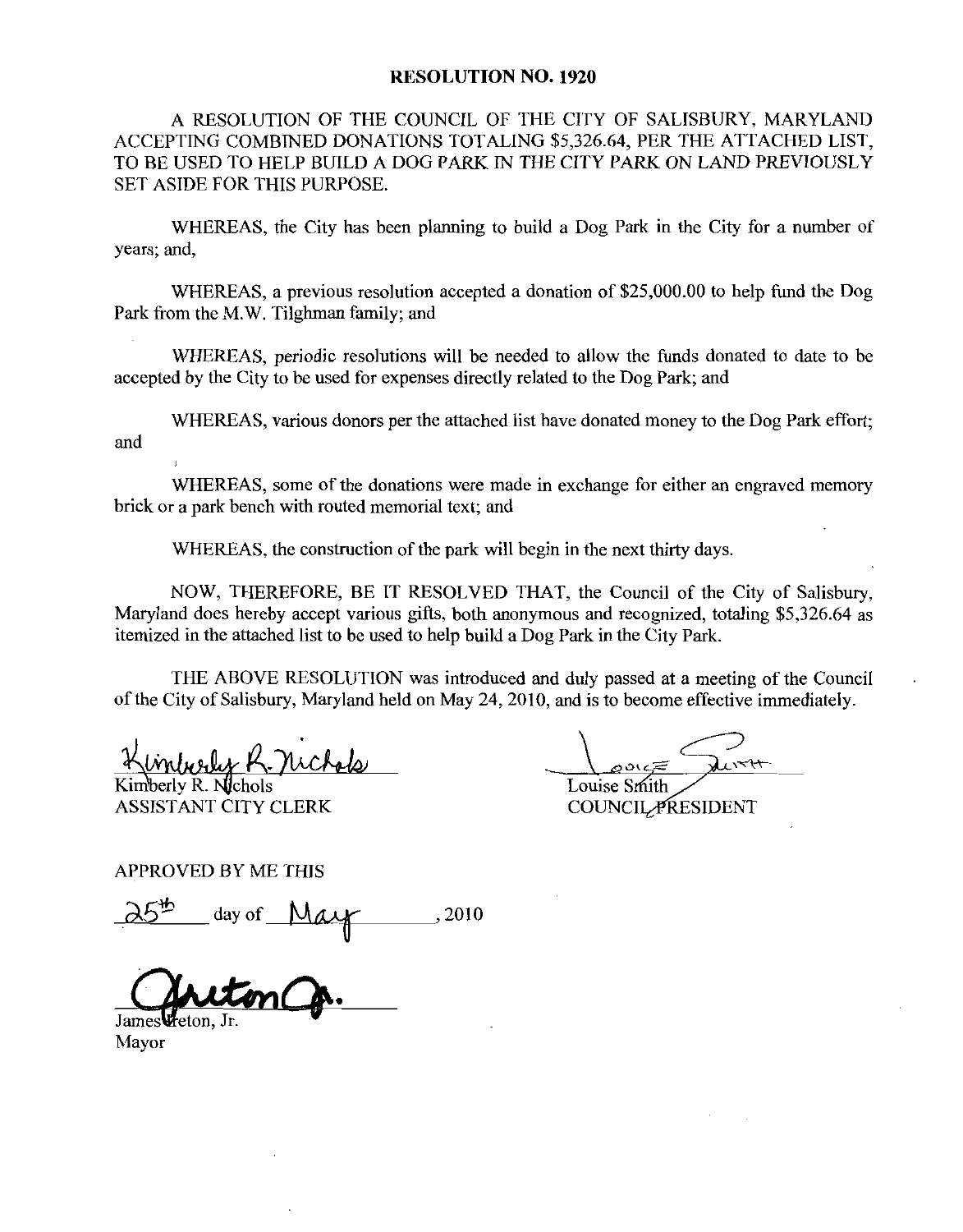# RESOLUTION NO. 1920

A RESOLUTION OF THE COUNCIL OF THE CITY OF SALISBURY, MARYLAND ACCEPTING COMBINED DONATIONS TOTALING $5,326.64, PER THE ATTACHED LIST, TO BE USED TO HELP BUILD A DOG PARK IN THE CITY PARK ON LAND PREVIOUSLY SET ASIDE FOR THIS PURPOSE.

WHEREAS, the City has been planning to build a Dog Park in the City for a number of years; and,

WHEREAS, a previous resolution accepted a donation of $25,000.00 to help fund the Dog Park from the M.W. Tilghman family; and

WHEREAS, periodic resolutions will be needed to allow the funds donated to date to be accepted by the City to be used for expenses directly related to the Dog Park; and

WHEREAS, various donors per the attached list have donated money to the Dog Park effort; and

WHEREAS, some of the donations were made in exchange for either an engraved memory brick or a park bench with routed memorial text; and

WHEREAS, the construction of the park will begin in the next thirty days.

NOW, THEREFORE, BE IT RESOLVED THAT, the Council of the City of Salisbury, Maryland does hereby accept various gifts, both anonymous and recognized, totaling $5,326.64 as itemized in the attached list to be used to help build a Dog Park in the City Park.

THE ABOVE RESOLUTION was introduced and duly passed at a meeting of the Council of the City of Salisbury, Maryland held on May 24, 2010, and is to become effective immediately.

Kimberly R. Nichols
ASSISTANT CITY CLERK

Louise Smith
COUNCIL PRESIDENT

APPROVED BY ME THIS

25th day of May, 2010

James Ireton, Jr.
Mayor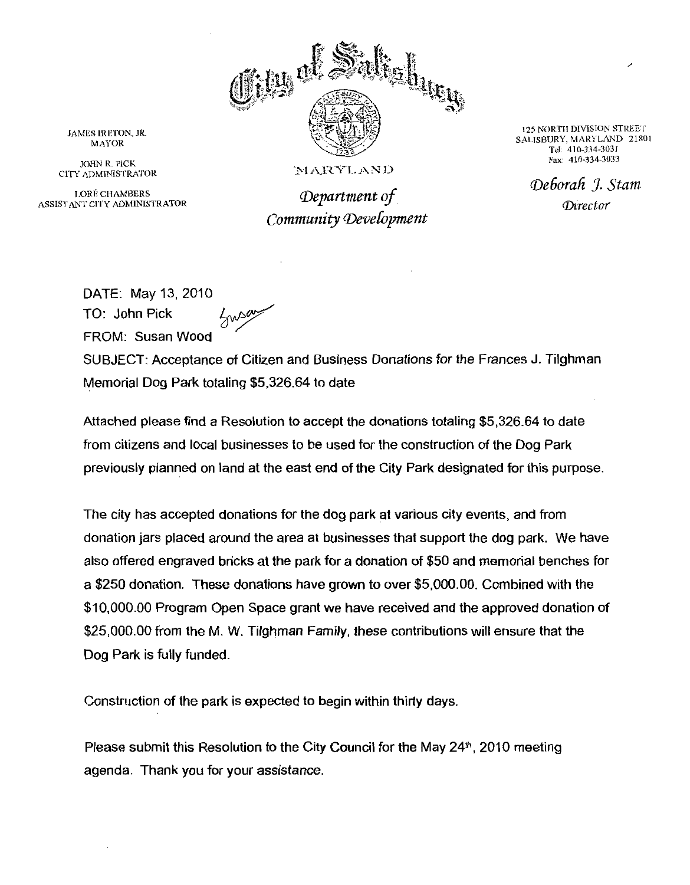# City of Salisbury

MARYLAND

*Department of Community Development*

JAMES IRETON, JR.
MAYOR

JOHN R. PICK
CITY ADMINISTRATOR

LORÉ CHAMBERS
ASSISTANT CITY ADMINISTRATOR

125 NORTH DIVISION STREET
SALISBURY, MARYLAND 21801
Tel: 410-334-3031
Fax: 410-334-3033

*Deborah J. Stam*
*Director*

DATE: May 13, 2010

TO: John Pick

FROM: Susan Wood

SUBJECT: Acceptance of Citizen and Business Donations for the Frances J. Tilghman Memorial Dog Park totaling $5,326.64 to date

Attached please find a Resolution to accept the donations totaling $5,326.64 to date from citizens and local businesses to be used for the construction of the Dog Park previously planned on land at the east end of the City Park designated for this purpose.

The city has accepted donations for the dog park at various city events, and from donation jars placed around the area at businesses that support the dog park. We have also offered engraved bricks at the park for a donation of $50 and memorial benches for a $250 donation. These donations have grown to over $5,000.00. Combined with the $10,000.00 Program Open Space grant we have received and the approved donation of $25,000.00 from the M. W. Tilghman Family, these contributions will ensure that the Dog Park is fully funded.

Construction of the park is expected to begin within thirty days.

Please submit this Resolution to the City Council for the May 24th, 2010 meeting agenda. Thank you for your assistance.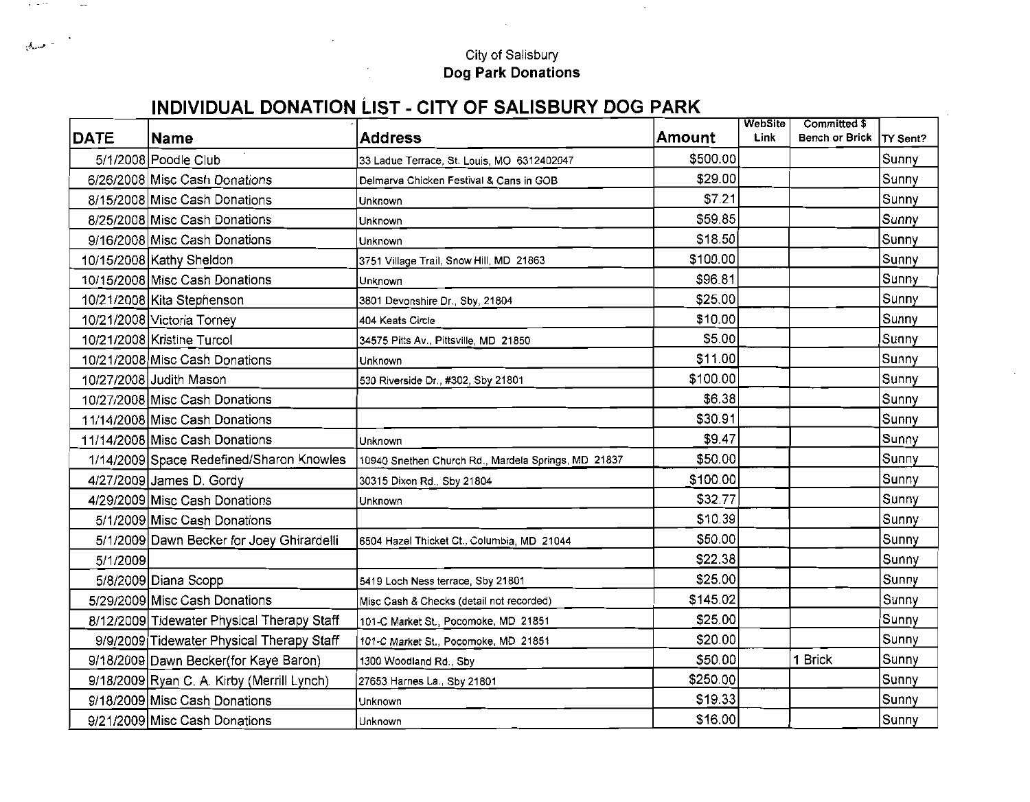City of Salisbury
**Dog Park Donations**

## INDIVIDUAL DONATION LIST - CITY OF SALISBURY DOG PARK

| DATE | Name | Address | Amount | WebSite Link | Committed $ Bench or Brick | TY Sent? |
|---|---|---|---|---|---|---|
| 5/1/2008 | Poodle Club | 33 Ladue Terrace, St. Louis, MO 6312402047 | $500.00 | | | Sunny |
| 6/26/2008 | Misc Cash Donations | Delmarva Chicken Festival & Cans in GOB | $29.00 | | | Sunny |
| 8/15/2008 | Misc Cash Donations | Unknown | $7.21 | | | Sunny |
| 8/25/2008 | Misc Cash Donations | Unknown | $59.85 | | | Sunny |
| 9/16/2008 | Misc Cash Donations | Unknown | $18.50 | | | Sunny |
| 10/15/2008 | Kathy Sheldon | 3751 Village Trail, Snow Hill, MD 21863 | $100.00 | | | Sunny |
| 10/15/2008 | Misc Cash Donations | Unknown | $96.81 | | | Sunny |
| 10/21/2008 | Kita Stephenson | 3801 Devonshire Dr., Sby, 21804 | $25.00 | | | Sunny |
| 10/21/2008 | Victoria Torney | 404 Keats Circle | $10.00 | | | Sunny |
| 10/21/2008 | Kristine Turcol | 34575 Pitts Av., Pittsville, MD 21850 | $5.00 | | | Sunny |
| 10/21/2008 | Misc Cash Donations | Unknown | $11.00 | | | Sunny |
| 10/27/2008 | Judith Mason | 530 Riverside Dr., #302, Sby 21801 | $100.00 | | | Sunny |
| 10/27/2008 | Misc Cash Donations | | $6.38 | | | Sunny |
| 11/14/2008 | Misc Cash Donations | | $30.91 | | | Sunny |
| 11/14/2008 | Misc Cash Donations | Unknown | $9.47 | | | Sunny |
| 1/14/2009 | Space Redefined/Sharon Knowles | 10940 Snethen Church Rd., Mardela Springs, MD 21837 | $50.00 | | | Sunny |
| 4/27/2009 | James D. Gordy | 30315 Dixon Rd., Sby 21804 | $100.00 | | | Sunny |
| 4/29/2009 | Misc Cash Donations | Unknown | $32.77 | | | Sunny |
| 5/1/2009 | Misc Cash Donations | | $10.39 | | | Sunny |
| 5/1/2009 | Dawn Becker for Joey Ghirardelli | 6504 Hazel Thicket Ct., Columbia, MD 21044 | $50.00 | | | Sunny |
| 5/1/2009 | | | $22.38 | | | Sunny |
| 5/8/2009 | Diana Scopp | 5419 Loch Ness terrace, Sby 21801 | $25.00 | | | Sunny |
| 5/29/2009 | Misc Cash Donations | Misc Cash & Checks (detail not recorded) | $145.02 | | | Sunny |
| 8/12/2009 | Tidewater Physical Therapy Staff | 101-C Market St., Pocomoke, MD 21851 | $25.00 | | | Sunny |
| 9/9/2009 | Tidewater Physical Therapy Staff | 101-C Market St., Pocomoke, MD 21851 | $20.00 | | | Sunny |
| 9/18/2009 | Dawn Becker(for Kaye Baron) | 1300 Woodland Rd., Sby | $50.00 | | 1 Brick | Sunny |
| 9/18/2009 | Ryan C. A. Kirby (Merrill Lynch) | 27653 Harnes La., Sby 21801 | $250.00 | | | Sunny |
| 9/18/2009 | Misc Cash Donations | Unknown | $19.33 | | | Sunny |
| 9/21/2009 | Misc Cash Donations | Unknown | $16.00 | | | Sunny |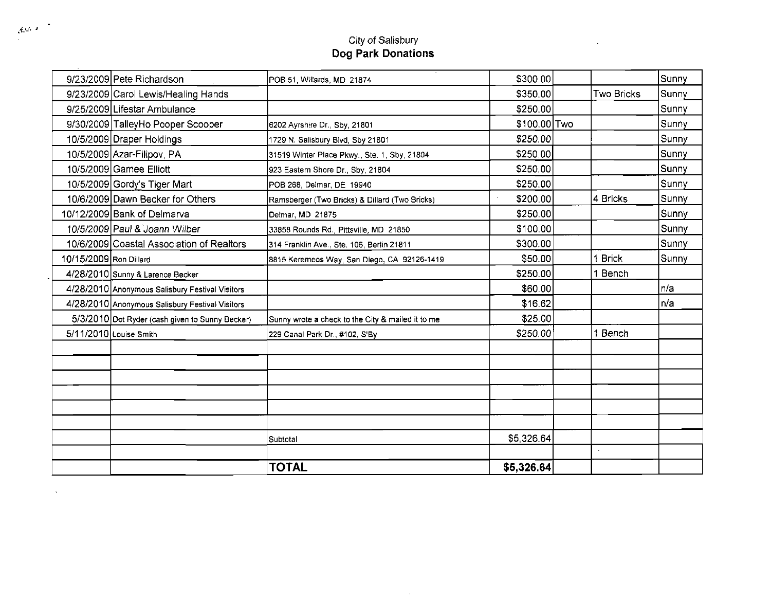City of Salisbury
**Dog Park Donations**

| | | | | | | |
|---|---|---|---|---|---|---|
| 9/23/2009 | Pete Richardson | POB 51, Willards, MD 21874 | $300.00 | | | Sunny |
| 9/23/2009 | Carol Lewis/Healing Hands | | $350.00 | | Two Bricks | Sunny |
| 9/25/2009 | Lifestar Ambulance | | $250.00 | | | Sunny |
| 9/30/2009 | TalleyHo Pooper Scooper | 6202 Ayrshire Dr., Sby, 21801 | $100.00 | Two | | Sunny |
| 10/5/2009 | Draper Holdings | 1729 N. Salisbury Blvd, Sby 21801 | $250.00 | | | Sunny |
| 10/5/2009 | Azar-Filipov, PA | 31519 Winter Place Pkwy., Ste. 1, Sby, 21804 | $250.00 | | | Sunny |
| 10/5/2009 | Gamee Elliott | 923 Eastern Shore Dr., Sby, 21804 | $250.00 | | | Sunny |
| 10/5/2009 | Gordy's Tiger Mart | POB 268, Delmar, DE 19940 | $250.00 | | | Sunny |
| 10/6/2009 | Dawn Becker for Others | Ramsberger (Two Bricks) & Dillard (Two Bricks) | $200.00 | | 4 Bricks | Sunny |
| 10/12/2009 | Bank of Delmarva | Delmar, MD 21875 | $250.00 | | | Sunny |
| 10/5/2009 | Paul & Joann Wilber | 33858 Rounds Rd., Pittsville, MD 21850 | $100.00 | | | Sunny |
| 10/6/2009 | Coastal Association of Realtors | 314 Franklin Ave., Ste. 106, Berlin 21811 | $300.00 | | | Sunny |
| 10/15/2009 | Ron Dillard | 8815 Keremeos Way, San Diego, CA 92126-1419 | $50.00 | | 1 Brick | Sunny |
| 4/28/2010 | Sunny & Larence Becker | | $250.00 | | 1 Bench | |
| 4/28/2010 | Anonymous Salisbury Festival Visitors | | $60.00 | | | n/a |
| 4/28/2010 | Anonymous Salisbury Festival Visitors | | $16.62 | | | n/a |
| 5/3/2010 | Dot Ryder (cash given to Sunny Becker) | Sunny wrote a check to the City & mailed it to me | $25.00 | | | |
| 5/11/2010 | Louise Smith | 229 Canal Park Dr., #102, S'By | $250.00 | | 1 Bench | |
| | | | | | | |
| | | | | | | |
| | | | | | | |
| | | | | | | |
| | | | | | | |
| | | | | | | |
| | | Subtotal | $5,326.64 | | | |
| | | | | | | |
| | | **TOTAL** | **$5,326.64** | | | |